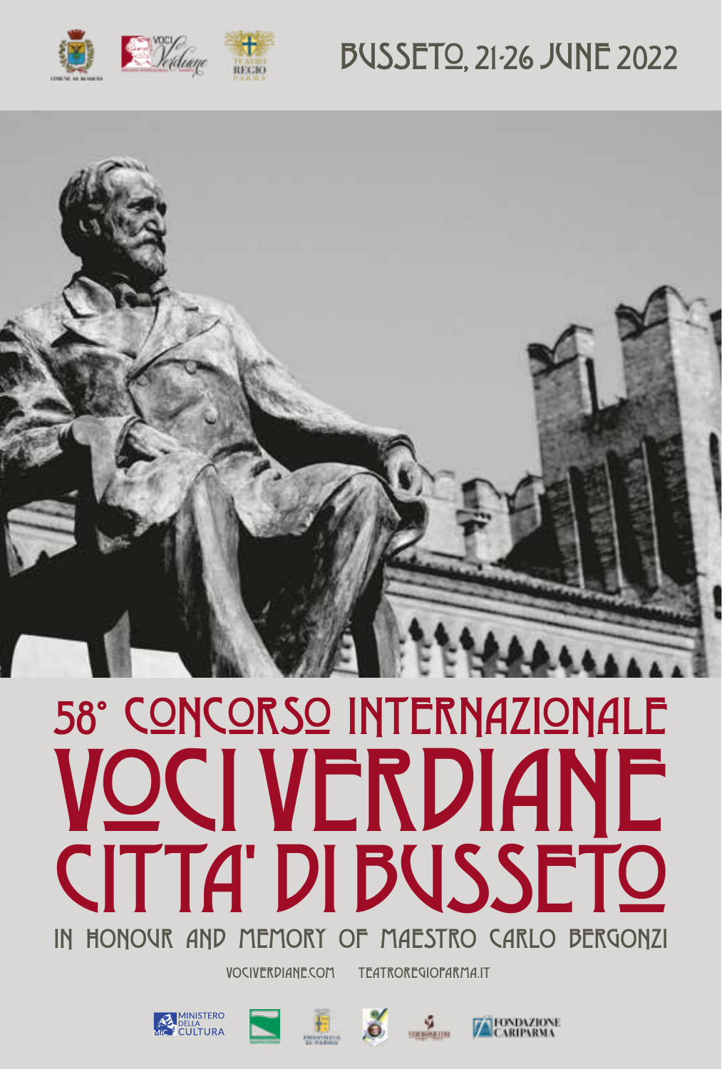BUSSETO, 21-26 JUNE 2022

# 58° CONCORSO INTERNAZIONALE VOCI VERDIANE CITTA' DI BUSSETO

IN HONOUR AND MEMORY OF MAESTRO CARLO BERGONZI

VOCIVERDIANE.COM TEATROREGIOPARMA.IT

MINISTERO DELLA CULTURA

FONDAZIONE CARIPARMA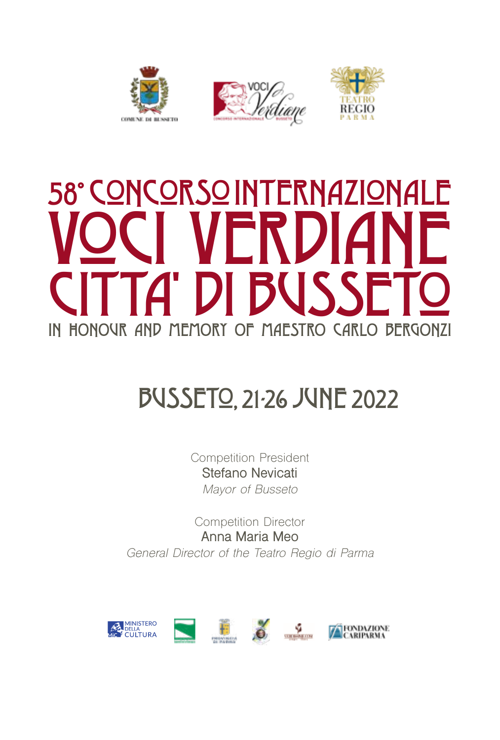# 58° CONCORSO INTERNAZIONALE VOCI VERDIANE CITTA' DI BUSSETO

## IN HONOUR AND MEMORY OF MAESTRO CARLO BERGONZI

## BUSSETO, 21-26 JUNE 2022

Competition President
Stefano Nevicati
*Mayor of Busseto*

Competition Director
Anna Maria Meo
*General Director of the Teatro Regio di Parma*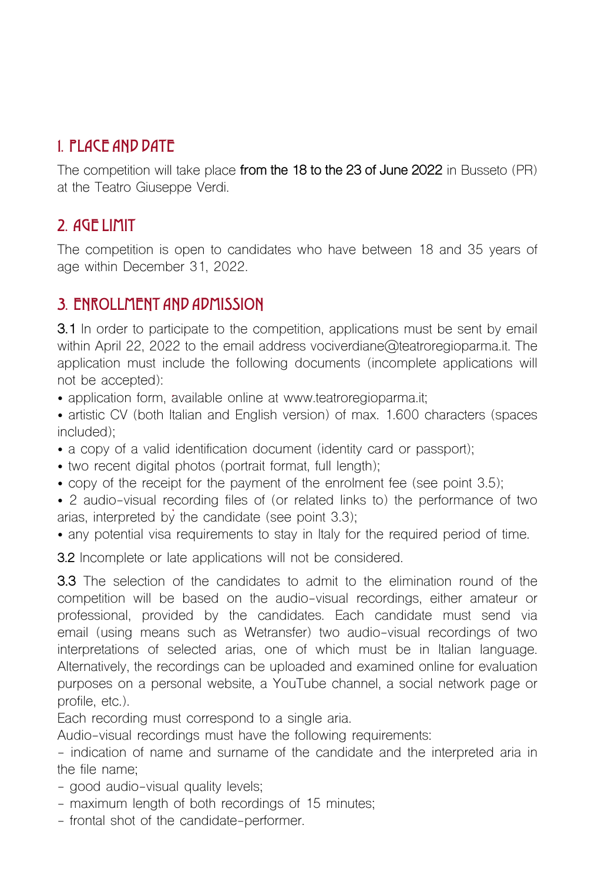## 1. PLACE AND DATE

The competition will take place **from the 18 to the 23 of June 2022** in Busseto (PR) at the Teatro Giuseppe Verdi.

## 2. AGE LIMIT

The competition is open to candidates who have between 18 and 35 years of age within December 31, 2022.

## 3. ENROLLMENT AND ADMISSION

**3.1** In order to participate to the competition, applications must be sent by email within April 22, 2022 to the email address vociverdiane@teatroregioparma.it. The application must include the following documents (incomplete applications will not be accepted):

- application form, available online at www.teatroregioparma.it;
- artistic CV (both Italian and English version) of max. 1.600 characters (spaces included);
- a copy of a valid identification document (identity card or passport);
- two recent digital photos (portrait format, full length);
- copy of the receipt for the payment of the enrolment fee (see point 3.5);
- 2 audio-visual recording files of (or related links to) the performance of two arias, interpreted by the candidate (see point 3.3);
- any potential visa requirements to stay in Italy for the required period of time.

**3.2** Incomplete or late applications will not be considered.

**3.3** The selection of the candidates to admit to the elimination round of the competition will be based on the audio-visual recordings, either amateur or professional, provided by the candidates. Each candidate must send via email (using means such as Wetransfer) two audio-visual recordings of two interpretations of selected arias, one of which must be in Italian language. Alternatively, the recordings can be uploaded and examined online for evaluation purposes on a personal website, a YouTube channel, a social network page or profile, etc.).

Each recording must correspond to a single aria.

Audio-visual recordings must have the following requirements:

- indication of name and surname of the candidate and the interpreted aria in the file name;
- good audio-visual quality levels;
- maximum length of both recordings of 15 minutes;
- frontal shot of the candidate-performer.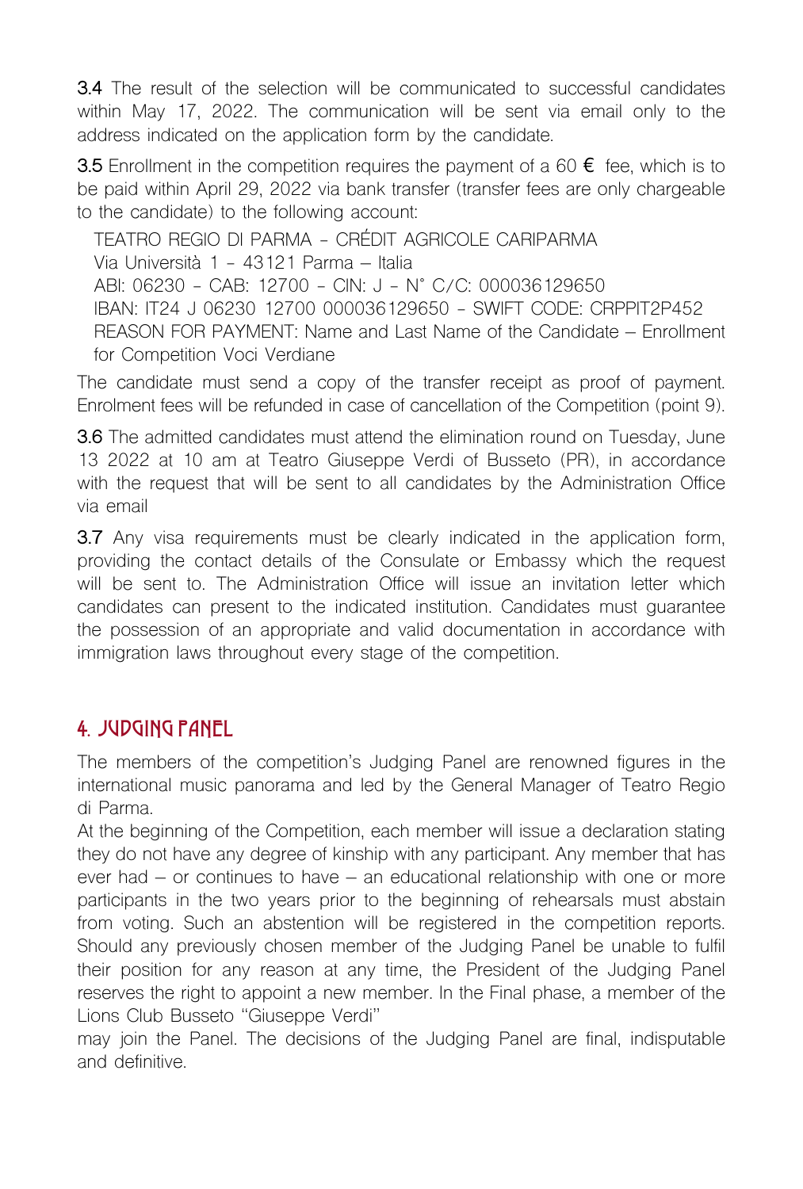**3.4** The result of the selection will be communicated to successful candidates within May 17, 2022. The communication will be sent via email only to the address indicated on the application form by the candidate.

**3.5** Enrollment in the competition requires the payment of a 60 € fee, which is to be paid within April 29, 2022 via bank transfer (transfer fees are only chargeable to the candidate) to the following account:

TEATRO REGIO DI PARMA - CRÉDIT AGRICOLE CARIPARMA
Via Università 1 - 43121 Parma – Italia
ABI: 06230 - CAB: 12700 - CIN: J - N° C/C: 000036129650
IBAN: IT24 J 06230 12700 000036129650 - SWIFT CODE: CRPPIT2P452
REASON FOR PAYMENT: Name and Last Name of the Candidate – Enrollment for Competition Voci Verdiane

The candidate must send a copy of the transfer receipt as proof of payment. Enrolment fees will be refunded in case of cancellation of the Competition (point 9).

**3.6** The admitted candidates must attend the elimination round on Tuesday, June 13 2022 at 10 am at Teatro Giuseppe Verdi of Busseto (PR), in accordance with the request that will be sent to all candidates by the Administration Office via email

**3.7** Any visa requirements must be clearly indicated in the application form, providing the contact details of the Consulate or Embassy which the request will be sent to. The Administration Office will issue an invitation letter which candidates can present to the indicated institution. Candidates must guarantee the possession of an appropriate and valid documentation in accordance with immigration laws throughout every stage of the competition.

## 4. JUDGING PANEL

The members of the competition's Judging Panel are renowned figures in the international music panorama and led by the General Manager of Teatro Regio di Parma.
At the beginning of the Competition, each member will issue a declaration stating they do not have any degree of kinship with any participant. Any member that has ever had – or continues to have – an educational relationship with one or more participants in the two years prior to the beginning of rehearsals must abstain from voting. Such an abstention will be registered in the competition reports. Should any previously chosen member of the Judging Panel be unable to fulfil their position for any reason at any time, the President of the Judging Panel reserves the right to appoint a new member. In the Final phase, a member of the Lions Club Busseto "Giuseppe Verdi"
may join the Panel. The decisions of the Judging Panel are final, indisputable and definitive.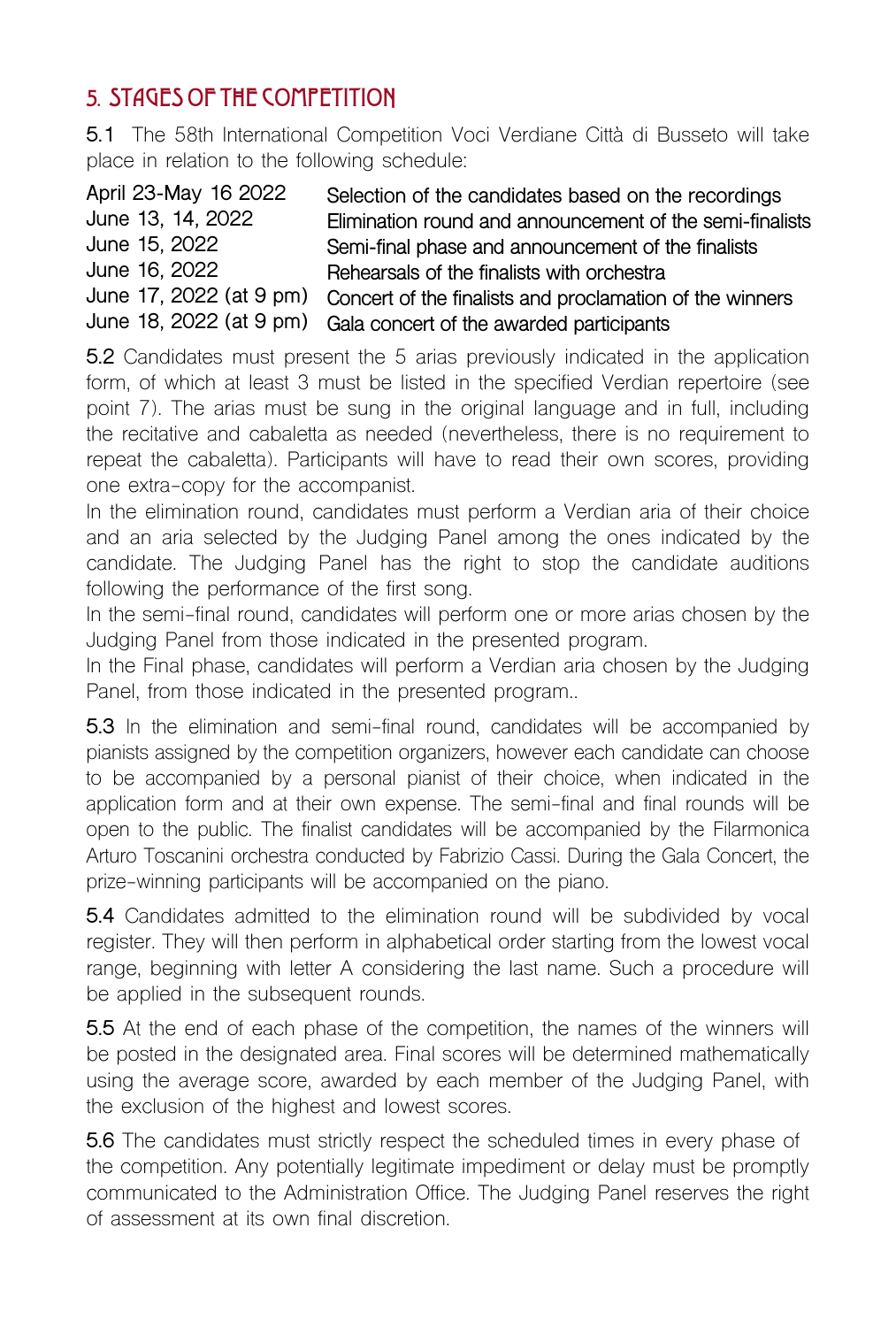## 5. STAGES OF THE COMPETITION

**5.1** The 58th International Competition Voci Verdiane Città di Busseto will take place in relation to the following schedule:

| | |
|---|---|
| April 23-May 16 2022 | Selection of the candidates based on the recordings |
| June 13, 14, 2022 | Elimination round and announcement of the semi-finalists |
| June 15, 2022 | Semi-final phase and announcement of the finalists |
| June 16, 2022 | Rehearsals of the finalists with orchestra |
| June 17, 2022 (at 9 pm) | Concert of the finalists and proclamation of the winners |
| June 18, 2022 (at 9 pm) | Gala concert of the awarded participants |

**5.2** Candidates must present the 5 arias previously indicated in the application form, of which at least 3 must be listed in the specified Verdian repertoire (see point 7). The arias must be sung in the original language and in full, including the recitative and cabaletta as needed (nevertheless, there is no requirement to repeat the cabaletta). Participants will have to read their own scores, providing one extra-copy for the accompanist.

In the elimination round, candidates must perform a Verdian aria of their choice and an aria selected by the Judging Panel among the ones indicated by the candidate. The Judging Panel has the right to stop the candidate auditions following the performance of the first song.

In the semi-final round, candidates will perform one or more arias chosen by the Judging Panel from those indicated in the presented program.

In the Final phase, candidates will perform a Verdian aria chosen by the Judging Panel, from those indicated in the presented program..

**5.3** In the elimination and semi-final round, candidates will be accompanied by pianists assigned by the competition organizers, however each candidate can choose to be accompanied by a personal pianist of their choice, when indicated in the application form and at their own expense. The semi-final and final rounds will be open to the public. The finalist candidates will be accompanied by the Filarmonica Arturo Toscanini orchestra conducted by Fabrizio Cassi. During the Gala Concert, the prize-winning participants will be accompanied on the piano.

**5.4** Candidates admitted to the elimination round will be subdivided by vocal register. They will then perform in alphabetical order starting from the lowest vocal range, beginning with letter A considering the last name. Such a procedure will be applied in the subsequent rounds.

**5.5** At the end of each phase of the competition, the names of the winners will be posted in the designated area. Final scores will be determined mathematically using the average score, awarded by each member of the Judging Panel, with the exclusion of the highest and lowest scores.

**5.6** The candidates must strictly respect the scheduled times in every phase of the competition. Any potentially legitimate impediment or delay must be promptly communicated to the Administration Office. The Judging Panel reserves the right of assessment at its own final discretion.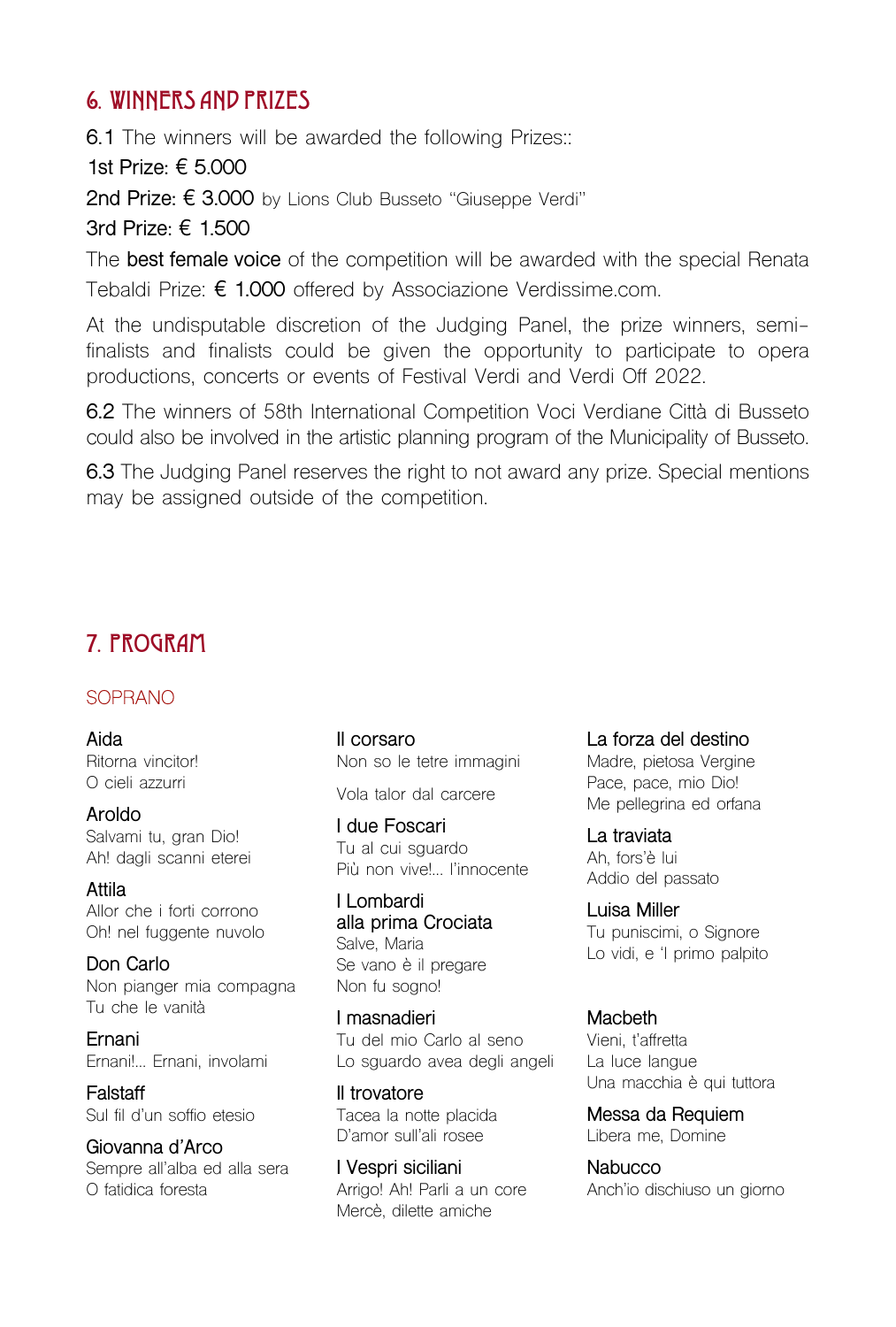## 6. WINNERS AND PRIZES

**6.1** The winners will be awarded the following Prizes::

1st Prize: € 5.000

2nd Prize: € 3.000 by Lions Club Busseto "Giuseppe Verdi"

3rd Prize: € 1.500

The **best female voice** of the competition will be awarded with the special Renata Tebaldi Prize: **€ 1.000** offered by Associazione Verdissime.com.

At the undisputable discretion of the Judging Panel, the prize winners, semi-finalists and finalists could be given the opportunity to participate to opera productions, concerts or events of Festival Verdi and Verdi Off 2022.

**6.2** The winners of 58th International Competition Voci Verdiane Città di Busseto could also be involved in the artistic planning program of the Municipality of Busseto.

**6.3** The Judging Panel reserves the right to not award any prize. Special mentions may be assigned outside of the competition.

## 7. PROGRAM

### SOPRANO

**Aida**
Ritorna vincitor!
O cieli azzurri

**Aroldo**
Salvami tu, gran Dio!
Ah! dagli scanni eterei

**Attila**
Allor che i forti corrono
Oh! nel fuggente nuvolo

**Don Carlo**
Non pianger mia compagna
Tu che le vanità

**Ernani**
Ernani!... Ernani, involami

**Falstaff**
Sul fil d'un soffio etesio

**Giovanna d'Arco**
Sempre all'alba ed alla sera
O fatidica foresta

**Il corsaro**
Non so le tetre immagini

Vola talor dal carcere

**I due Foscari**
Tu al cui sguardo
Più non vive!... l'innocente

**I Lombardi alla prima Crociata**
Salve, Maria
Se vano è il pregare
Non fu sogno!

**I masnadieri**
Tu del mio Carlo al seno
Lo sguardo avea degli angeli

**Il trovatore**
Tacea la notte placida
D'amor sull'ali rosee

**I Vespri siciliani**
Arrigo! Ah! Parli a un core
Mercè, dilette amiche

**La forza del destino**
Madre, pietosa Vergine
Pace, pace, mio Dio!
Me pellegrina ed orfana

**La traviata**
Ah, fors'è lui
Addio del passato

**Luisa Miller**
Tu puniscimi, o Signore
Lo vidi, e 'l primo palpito

**Macbeth**
Vieni, t'affretta
La luce langue
Una macchia è qui tuttora

**Messa da Requiem**
Libera me, Domine

**Nabucco**
Anch'io dischiuso un giorno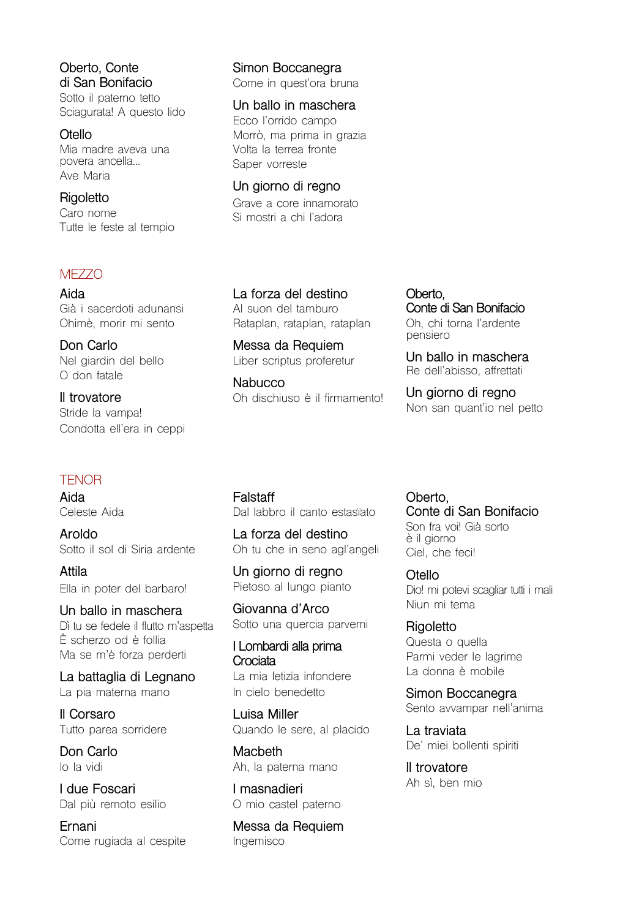Oberto, Conte di San Bonifacio
Sotto il paterno tetto
Sciagurata! A questo lido

Otello
Mia madre aveva una povera ancella...
Ave Maria

Rigoletto
Caro nome
Tutte le feste al tempio

Simon Boccanegra
Come in quest'ora bruna

Un ballo in maschera
Ecco l'orrido campo
Morrò, ma prima in grazia
Volta la terrea fronte
Saper vorreste

Un giorno di regno
Grave a core innamorato
Si mostri a chi l'adora

## MEZZO

Aida
Già i sacerdoti adunansi
Ohimè, morir mi sento

Don Carlo
Nel giardin del bello
O don fatale

Il trovatore
Stride la vampa!
Condotta ell'era in ceppi

La forza del destino
Al suon del tamburo
Rataplan, rataplan, rataplan

Messa da Requiem
Liber scriptus proferetur

Nabucco
Oh dischiuso è il firmamento!

Oberto, Conte di San Bonifacio
Oh, chi torna l'ardente pensiero

Un ballo in maschera
Re dell'abisso, affrettati

Un giorno di regno
Non san quant'io nel petto

## TENOR

Aida
Celeste Aida

Aroldo
Sotto il sol di Siria ardente

Attila
Ella in poter del barbaro!

Un ballo in maschera
Dì tu se fedele il flutto m'aspetta
È scherzo od è follia
Ma se m'è forza perderti

La battaglia di Legnano
La pia materna mano

Il Corsaro
Tutto parea sorridere

Don Carlo
Io la vidi

I due Foscari
Dal più remoto esilio

Ernani
Come rugiada al cespite

Falstaff
Dal labbro il canto estasiato

La forza del destino
Oh tu che in seno agl'angeli

Un giorno di regno
Pietoso al lungo pianto

Giovanna d'Arco
Sotto una quercia parvemi

I Lombardi alla prima Crociata
La mia letizia infondere
In cielo benedetto

Luisa Miller
Quando le sere, al placido

Macbeth
Ah, la paterna mano

I masnadieri
O mio castel paterno

Messa da Requiem
Ingemisco

Oberto, Conte di San Bonifacio
Son fra voi! Già sorto è il giorno
Ciel, che feci!

Otello
Dio! mi potevi scagliar tutti i mali
Niun mi tema

Rigoletto
Questa o quella
Parmi veder le lagrime
La donna è mobile

Simon Boccanegra
Sento avvampar nell'anima

La traviata
De' miei bollenti spiriti

Il trovatore
Ah sì, ben mio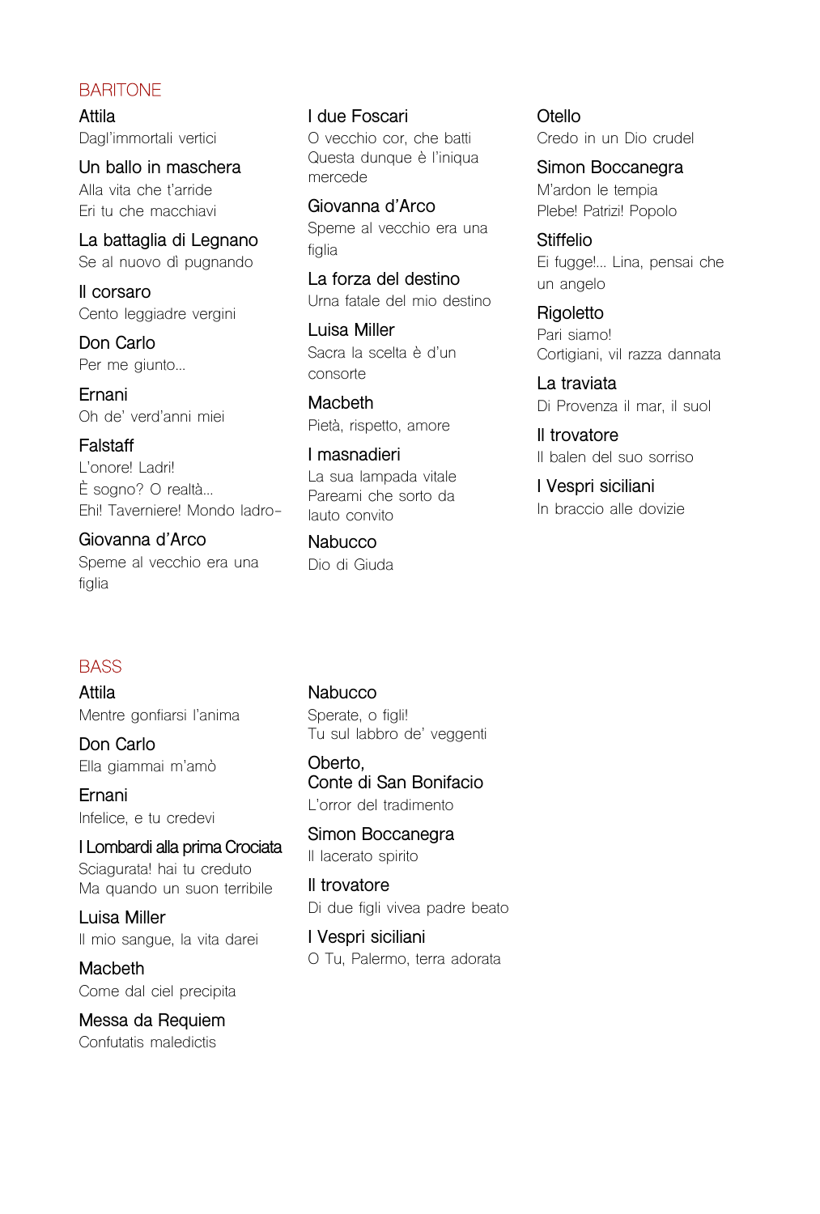## BARITONE

**Attila**
Dagl'immortali vertici

**Un ballo in maschera**
Alla vita che t'arride
Eri tu che macchiavi

**La battaglia di Legnano**
Se al nuovo dì pugnando

**Il corsaro**
Cento leggiadre vergini

**Don Carlo**
Per me giunto...

**Ernani**
Oh de' verd'anni miei

**Falstaff**
L'onore! Ladri!
È sogno? O realtà...
Ehi! Taverniere! Mondo ladro-

**Giovanna d'Arco**
Speme al vecchio era una figlia

**I due Foscari**
O vecchio cor, che batti
Questa dunque è l'iniqua mercede

**Giovanna d'Arco**
Speme al vecchio era una figlia

**La forza del destino**
Urna fatale del mio destino

**Luisa Miller**
Sacra la scelta è d'un consorte

**Macbeth**
Pietà, rispetto, amore

**I masnadieri**
La sua lampada vitale
Pareami che sorto da lauto convito

**Nabucco**
Dio di Giuda

**Otello**
Credo in un Dio crudel

**Simon Boccanegra**
M'ardon le tempia
Plebe! Patrizi! Popolo

**Stiffelio**
Ei fugge!... Lina, pensai che un angelo

**Rigoletto**
Pari siamo!
Cortigiani, vil razza dannata

**La traviata**
Di Provenza il mar, il suol

**Il trovatore**
Il balen del suo sorriso

**I Vespri siciliani**
In braccio alle dovizie

## BASS

**Attila**
Mentre gonfiarsi l'anima

**Don Carlo**
Ella giammai m'amò

**Ernani**
Infelice, e tu credevi

**I Lombardi alla prima Crociata**
Sciagurata! hai tu creduto
Ma quando un suon terribile

**Luisa Miller**
Il mio sangue, la vita darei

**Macbeth**
Come dal ciel precipita

**Messa da Requiem**
Confutatis maledictis

**Nabucco**
Sperate, o figli!
Tu sul labbro de' veggenti

**Oberto, Conte di San Bonifacio**
L'orror del tradimento

**Simon Boccanegra**
Il lacerato spirito

**Il trovatore**
Di due figli vivea padre beato

**I Vespri siciliani**
O Tu, Palermo, terra adorata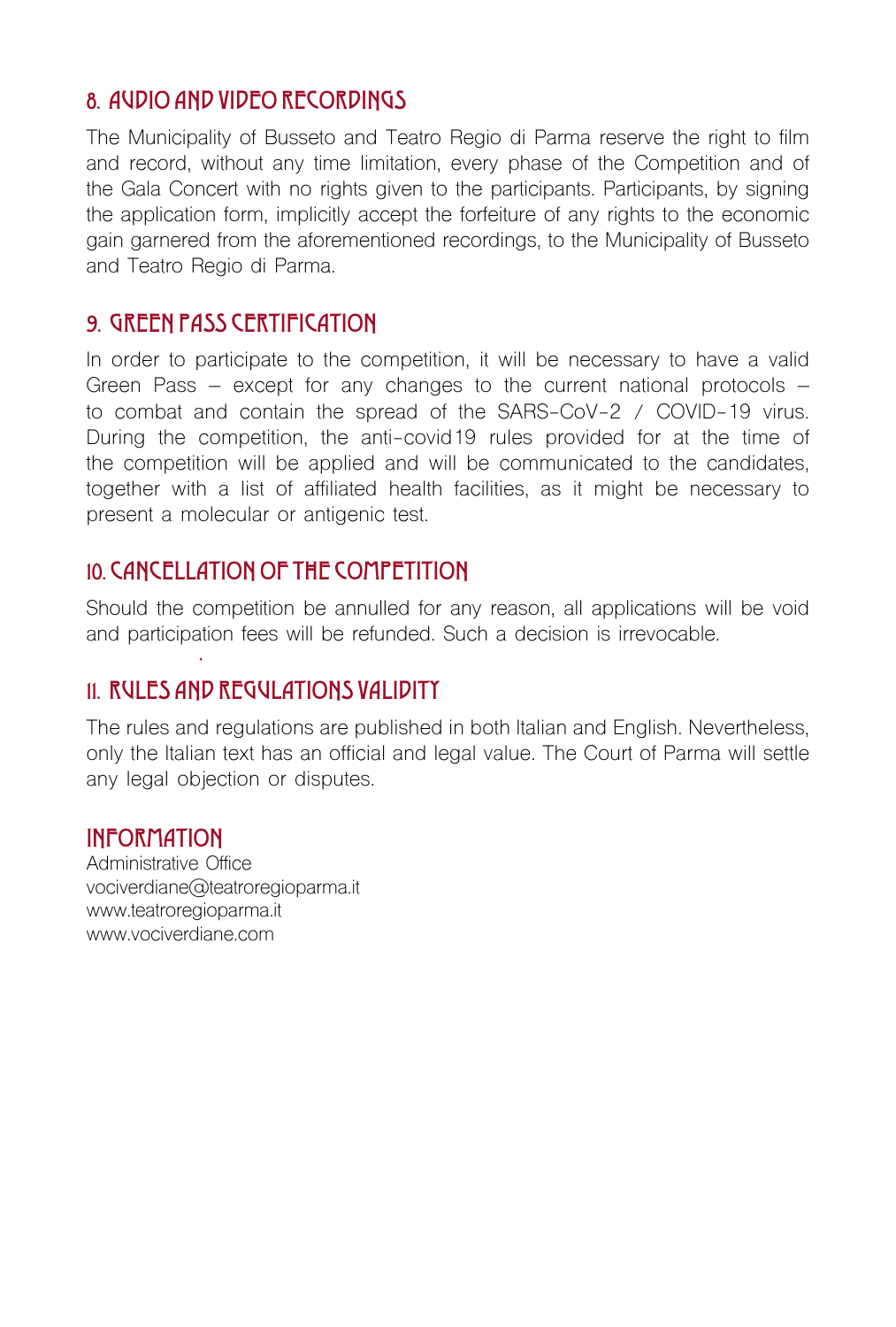## 8. AUDIO AND VIDEO RECORDINGS

The Municipality of Busseto and Teatro Regio di Parma reserve the right to film and record, without any time limitation, every phase of the Competition and of the Gala Concert with no rights given to the participants. Participants, by signing the application form, implicitly accept the forfeiture of any rights to the economic gain garnered from the aforementioned recordings, to the Municipality of Busseto and Teatro Regio di Parma.

## 9. GREEN PASS CERTIFICATION

In order to participate to the competition, it will be necessary to have a valid Green Pass – except for any changes to the current national protocols – to combat and contain the spread of the SARS-CoV-2 / COVID-19 virus. During the competition, the anti-covid19 rules provided for at the time of the competition will be applied and will be communicated to the candidates, together with a list of affiliated health facilities, as it might be necessary to present a molecular or antigenic test.

## 10. CANCELLATION OF THE COMPETITION

Should the competition be annulled for any reason, all applications will be void and participation fees will be refunded. Such a decision is irrevocable.

## 11. RULES AND REGULATIONS VALIDITY

The rules and regulations are published in both Italian and English. Nevertheless, only the Italian text has an official and legal value. The Court of Parma will settle any legal objection or disputes.

## INFORMATION

Administrative Office
vociverdiane@teatroregioparma.it
www.teatroregioparma.it
www.vociverdiane.com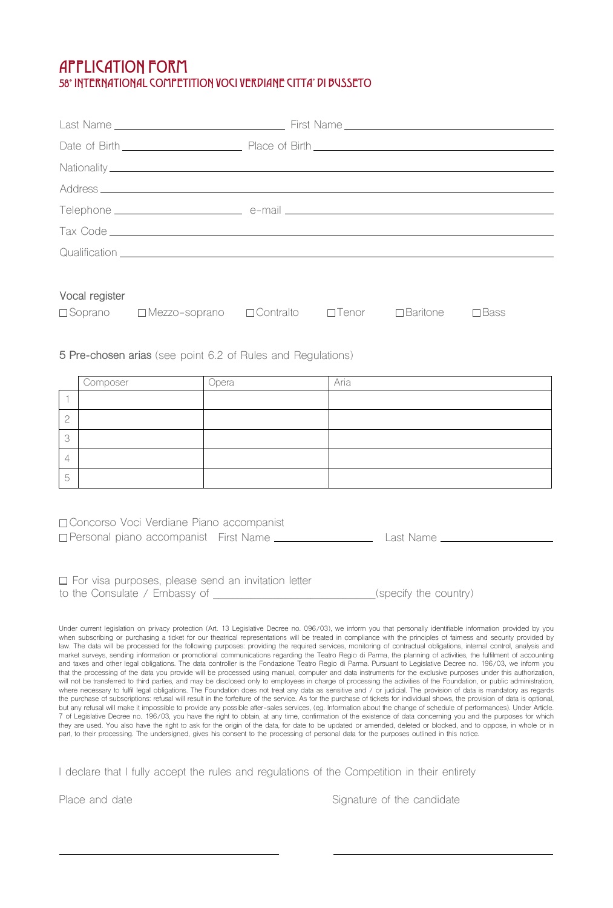# APPLICATION FORM

## 58° INTERNATIONAL COMPETITION VOCI VERDIANE CITTA' DI BUSSETO

Last Name \_\_\_\_\_\_\_\_\_\_\_\_\_\_\_\_\_\_\_\_ First Name \_\_\_\_\_\_\_\_\_\_\_\_\_\_\_\_\_\_\_\_

Date of Birth \_\_\_\_\_\_\_\_\_\_\_\_\_\_\_\_\_\_\_\_ Place of Birth \_\_\_\_\_\_\_\_\_\_\_\_\_\_\_\_\_\_\_\_

Nationality \_\_\_\_\_\_\_\_\_\_\_\_\_\_\_\_\_\_\_\_

Address \_\_\_\_\_\_\_\_\_\_\_\_\_\_\_\_\_\_\_\_

Telephone \_\_\_\_\_\_\_\_\_\_\_\_\_\_\_\_\_\_\_\_ e-mail \_\_\_\_\_\_\_\_\_\_\_\_\_\_\_\_\_\_\_\_

Tax Code \_\_\_\_\_\_\_\_\_\_\_\_\_\_\_\_\_\_\_\_

Qualification \_\_\_\_\_\_\_\_\_\_\_\_\_\_\_\_\_\_\_\_

Vocal register

☐ Soprano ☐ Mezzo-soprano ☐ Contralto ☐ Tenor ☐ Baritone ☐ Bass

**5 Pre-chosen arias** (see point 6.2 of Rules and Regulations)

| | Composer | Opera | Aria |
|---|---|---|---|
| 1 | | | |
| 2 | | | |
| 3 | | | |
| 4 | | | |
| 5 | | | |

☐ Concorso Voci Verdiane Piano accompanist

☐ Personal piano accompanist First Name \_\_\_\_\_\_\_\_\_\_\_\_\_\_\_\_\_\_\_\_ Last Name \_\_\_\_\_\_\_\_\_\_\_\_\_\_\_\_\_\_\_\_

☐ For visa purposes, please send an invitation letter to the Consulate / Embassy of \_\_\_\_\_\_\_\_\_\_\_\_\_\_\_\_\_\_\_\_ (specify the country)

Under current legislation on privacy protection (Art. 13 Legislative Decree no. 096/03), we inform you that personally identifiable information provided by you when subscribing or purchasing a ticket for our theatrical representations will be treated in compliance with the principles of fairness and security provided by law. The data will be processed for the following purposes: providing the required services, monitoring of contractual obligations, internal control, analysis and market surveys, sending information or promotional communications regarding the Teatro Regio di Parma, the planning of activities, the fulfilment of accounting and taxes and other legal obligations. The data controller is the Fondazione Teatro Regio di Parma. Pursuant to Legislative Decree no. 196/03, we inform you that the processing of the data you provide will be processed using manual, computer and data instruments for the exclusive purposes under this authorization, will not be transferred to third parties, and may be disclosed only to employees in charge of processing the activities of the Foundation, or public administration, where necessary to fulfil legal obligations. The Foundation does not treat any data as sensitive and / or judicial. The provision of data is mandatory as regards the purchase of subscriptions: refusal will result in the forfeiture of the service. As for the purchase of tickets for individual shows, the provision of data is optional, but any refusal will make it impossible to provide any possible after-sales services, (eg. Information about the change of schedule of performances). Under Article. 7 of Legislative Decree no. 196/03, you have the right to obtain, at any time, confirmation of the existence of data concerning you and the purposes for which they are used. You also have the right to ask for the origin of the data, for date to be updated or amended, deleted or blocked, and to oppose, in whole or in part, to their processing. The undersigned, gives his consent to the processing of personal data for the purposes outlined in this notice.

I declare that I fully accept the rules and regulations of the Competition in their entirety

Place and date \_\_\_\_\_\_\_\_\_\_\_\_\_\_\_\_\_\_\_\_

Signature of the candidate \_\_\_\_\_\_\_\_\_\_\_\_\_\_\_\_\_\_\_\_